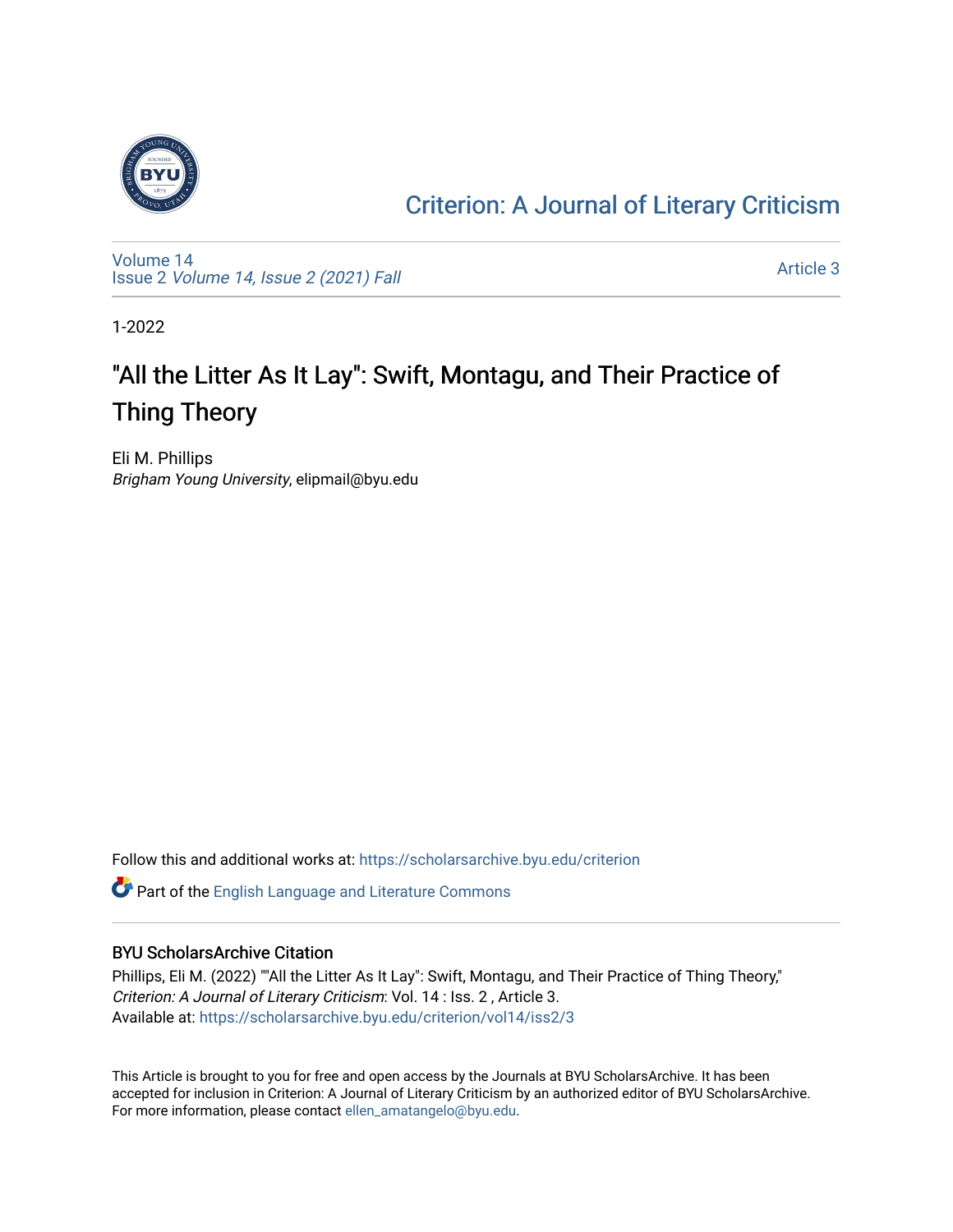Criterion: A Journal of Literary Criticism

Volume 14
Issue 2 *Volume 14, Issue 2 (2021) Fall*

Article 3

1-2022

# "All the Litter As It Lay": Swift, Montagu, and Their Practice of Thing Theory

Eli M. Phillips
*Brigham Young University*, elipmail@byu.edu

Follow this and additional works at: https://scholarsarchive.byu.edu/criterion

Part of the English Language and Literature Commons

## BYU ScholarsArchive Citation

Phillips, Eli M. (2022) ""All the Litter As It Lay": Swift, Montagu, and Their Practice of Thing Theory," *Criterion: A Journal of Literary Criticism*: Vol. 14 : Iss. 2 , Article 3.
Available at: https://scholarsarchive.byu.edu/criterion/vol14/iss2/3

This Article is brought to you for free and open access by the Journals at BYU ScholarsArchive. It has been accepted for inclusion in Criterion: A Journal of Literary Criticism by an authorized editor of BYU ScholarsArchive. For more information, please contact ellen_amatangelo@byu.edu.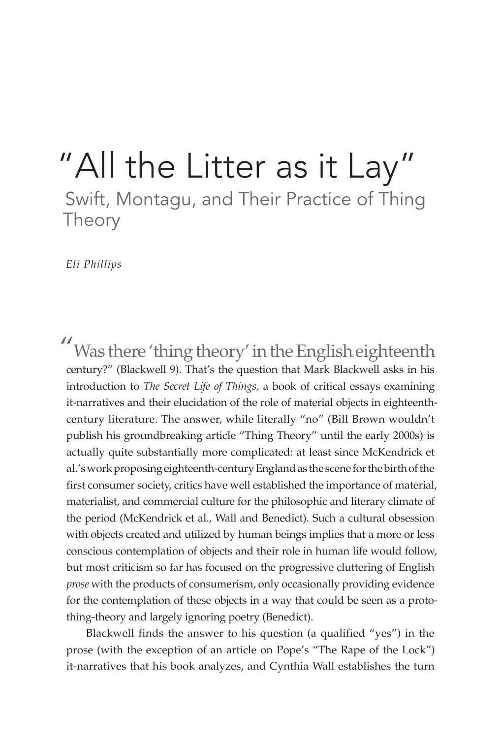# "All the Litter as it Lay"

## Swift, Montagu, and Their Practice of Thing Theory

*Eli Phillips*

"Was there 'thing theory' in the English eighteenth century?" (Blackwell 9). That's the question that Mark Blackwell asks in his introduction to *The Secret Life of Things,* a book of critical essays examining it-narratives and their elucidation of the role of material objects in eighteenth-century literature. The answer, while literally "no" (Bill Brown wouldn't publish his groundbreaking article "Thing Theory" until the early 2000s) is actually quite substantially more complicated: at least since McKendrick et al.'s work proposing eighteenth-century England as the scene for the birth of the first consumer society, critics have well established the importance of material, materialist, and commercial culture for the philosophic and literary climate of the period (McKendrick et al., Wall and Benedict). Such a cultural obsession with objects created and utilized by human beings implies that a more or less conscious contemplation of objects and their role in human life would follow, but most criticism so far has focused on the progressive cluttering of English *prose* with the products of consumerism, only occasionally providing evidence for the contemplation of these objects in a way that could be seen as a proto-thing-theory and largely ignoring poetry (Benedict).

Blackwell finds the answer to his question (a qualified "yes") in the prose (with the exception of an article on Pope's "The Rape of the Lock") it-narratives that his book analyzes, and Cynthia Wall establishes the turn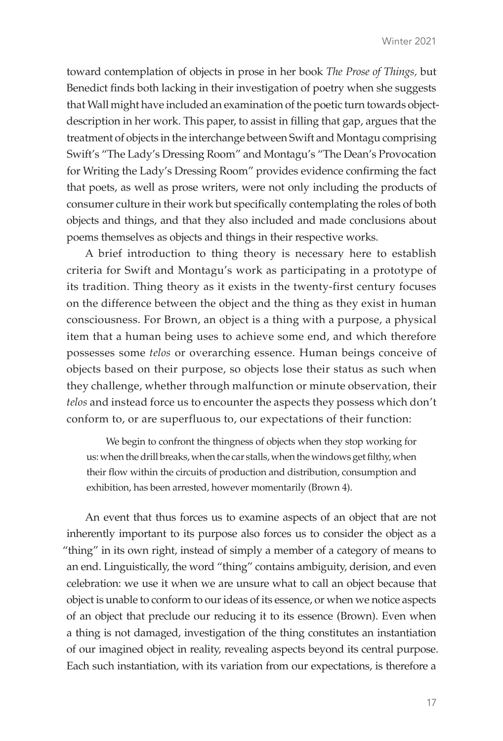toward contemplation of objects in prose in her book *The Prose of Things*, but Benedict finds both lacking in their investigation of poetry when she suggests that Wall might have included an examination of the poetic turn towards object-description in her work. This paper, to assist in filling that gap, argues that the treatment of objects in the interchange between Swift and Montagu comprising Swift's "The Lady's Dressing Room" and Montagu's "The Dean's Provocation for Writing the Lady's Dressing Room" provides evidence confirming the fact that poets, as well as prose writers, were not only including the products of consumer culture in their work but specifically contemplating the roles of both objects and things, and that they also included and made conclusions about poems themselves as objects and things in their respective works.

A brief introduction to thing theory is necessary here to establish criteria for Swift and Montagu's work as participating in a prototype of its tradition. Thing theory as it exists in the twenty-first century focuses on the difference between the object and the thing as they exist in human consciousness. For Brown, an object is a thing with a purpose, a physical item that a human being uses to achieve some end, and which therefore possesses some *telos* or overarching essence. Human beings conceive of objects based on their purpose, so objects lose their status as such when they challenge, whether through malfunction or minute observation, their *telos* and instead force us to encounter the aspects they possess which don't conform to, or are superfluous to, our expectations of their function:

> We begin to confront the thingness of objects when they stop working for us: when the drill breaks, when the car stalls, when the windows get filthy, when their flow within the circuits of production and distribution, consumption and exhibition, has been arrested, however momentarily (Brown 4).

An event that thus forces us to examine aspects of an object that are not inherently important to its purpose also forces us to consider the object as a "thing" in its own right, instead of simply a member of a category of means to an end. Linguistically, the word "thing" contains ambiguity, derision, and even celebration: we use it when we are unsure what to call an object because that object is unable to conform to our ideas of its essence, or when we notice aspects of an object that preclude our reducing it to its essence (Brown). Even when a thing is not damaged, investigation of the thing constitutes an instantiation of our imagined object in reality, revealing aspects beyond its central purpose. Each such instantiation, with its variation from our expectations, is therefore a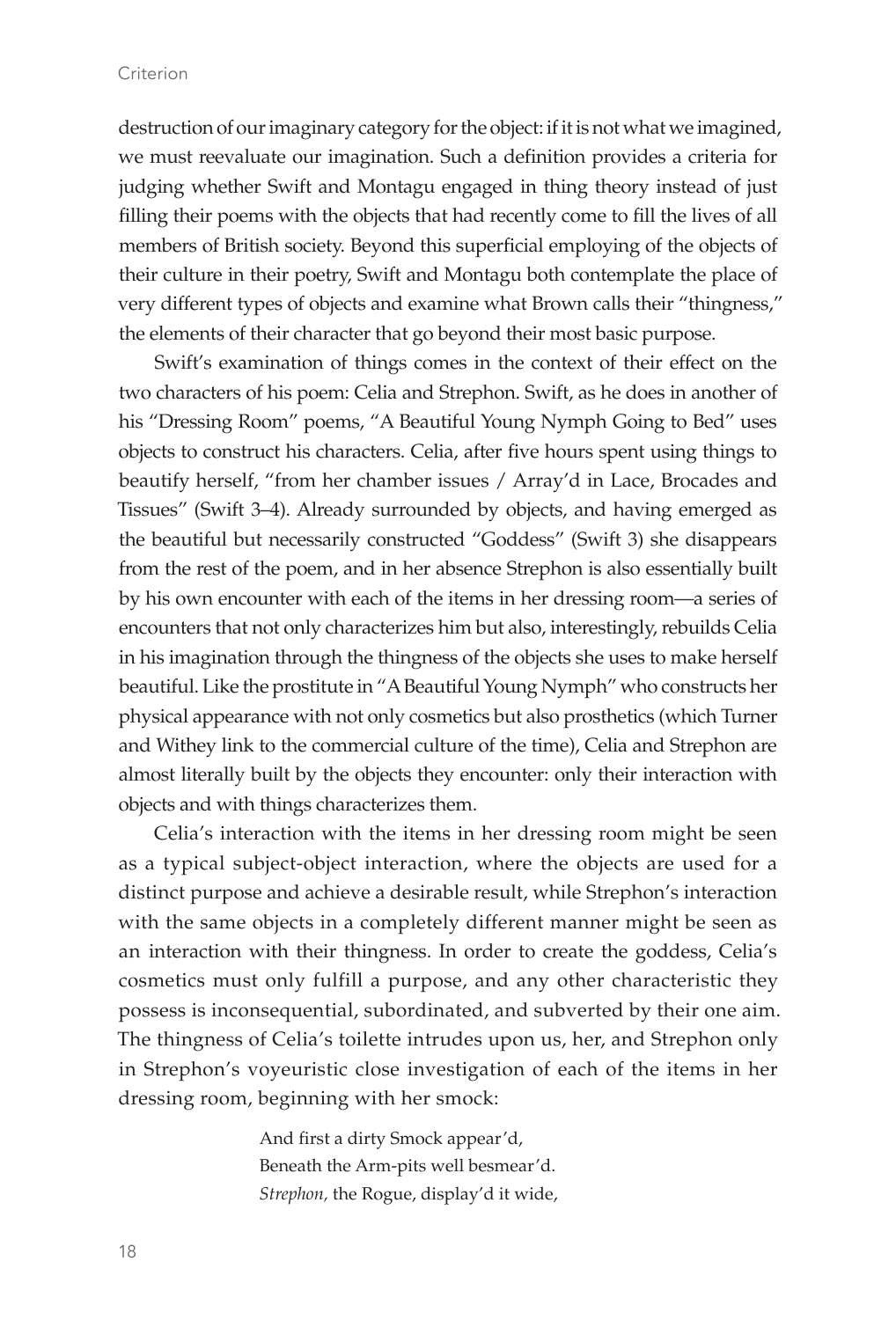destruction of our imaginary category for the object: if it is not what we imagined, we must reevaluate our imagination. Such a definition provides a criteria for judging whether Swift and Montagu engaged in thing theory instead of just filling their poems with the objects that had recently come to fill the lives of all members of British society. Beyond this superficial employing of the objects of their culture in their poetry, Swift and Montagu both contemplate the place of very different types of objects and examine what Brown calls their "thingness," the elements of their character that go beyond their most basic purpose.

Swift's examination of things comes in the context of their effect on the two characters of his poem: Celia and Strephon. Swift, as he does in another of his "Dressing Room" poems, "A Beautiful Young Nymph Going to Bed" uses objects to construct his characters. Celia, after five hours spent using things to beautify herself, "from her chamber issues / Array'd in Lace, Brocades and Tissues" (Swift 3–4). Already surrounded by objects, and having emerged as the beautiful but necessarily constructed "Goddess" (Swift 3) she disappears from the rest of the poem, and in her absence Strephon is also essentially built by his own encounter with each of the items in her dressing room—a series of encounters that not only characterizes him but also, interestingly, rebuilds Celia in his imagination through the thingness of the objects she uses to make herself beautiful. Like the prostitute in "A Beautiful Young Nymph" who constructs her physical appearance with not only cosmetics but also prosthetics (which Turner and Withey link to the commercial culture of the time), Celia and Strephon are almost literally built by the objects they encounter: only their interaction with objects and with things characterizes them.

Celia's interaction with the items in her dressing room might be seen as a typical subject-object interaction, where the objects are used for a distinct purpose and achieve a desirable result, while Strephon's interaction with the same objects in a completely different manner might be seen as an interaction with their thingness. In order to create the goddess, Celia's cosmetics must only fulfill a purpose, and any other characteristic they possess is inconsequential, subordinated, and subverted by their one aim. The thingness of Celia's toilette intrudes upon us, her, and Strephon only in Strephon's voyeuristic close investigation of each of the items in her dressing room, beginning with her smock:

> And first a dirty Smock appear'd,
> Beneath the Arm-pits well besmear'd.
> *Strephon,* the Rogue, display'd it wide,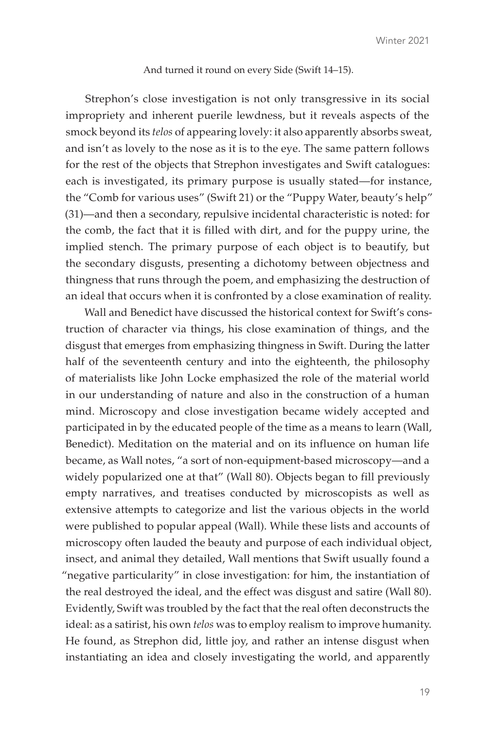And turned it round on every Side (Swift 14–15).

Strephon's close investigation is not only transgressive in its social impropriety and inherent puerile lewdness, but it reveals aspects of the smock beyond its *telos* of appearing lovely: it also apparently absorbs sweat, and isn't as lovely to the nose as it is to the eye. The same pattern follows for the rest of the objects that Strephon investigates and Swift catalogues: each is investigated, its primary purpose is usually stated—for instance, the "Comb for various uses" (Swift 21) or the "Puppy Water, beauty's help" (31)—and then a secondary, repulsive incidental characteristic is noted: for the comb, the fact that it is filled with dirt, and for the puppy urine, the implied stench. The primary purpose of each object is to beautify, but the secondary disgusts, presenting a dichotomy between objectness and thingness that runs through the poem, and emphasizing the destruction of an ideal that occurs when it is confronted by a close examination of reality.

Wall and Benedict have discussed the historical context for Swift's construction of character via things, his close examination of things, and the disgust that emerges from emphasizing thingness in Swift. During the latter half of the seventeenth century and into the eighteenth, the philosophy of materialists like John Locke emphasized the role of the material world in our understanding of nature and also in the construction of a human mind. Microscopy and close investigation became widely accepted and participated in by the educated people of the time as a means to learn (Wall, Benedict). Meditation on the material and on its influence on human life became, as Wall notes, "a sort of non-equipment-based microscopy—and a widely popularized one at that" (Wall 80). Objects began to fill previously empty narratives, and treatises conducted by microscopists as well as extensive attempts to categorize and list the various objects in the world were published to popular appeal (Wall). While these lists and accounts of microscopy often lauded the beauty and purpose of each individual object, insect, and animal they detailed, Wall mentions that Swift usually found a "negative particularity" in close investigation: for him, the instantiation of the real destroyed the ideal, and the effect was disgust and satire (Wall 80). Evidently, Swift was troubled by the fact that the real often deconstructs the ideal: as a satirist, his own *telos* was to employ realism to improve humanity. He found, as Strephon did, little joy, and rather an intense disgust when instantiating an idea and closely investigating the world, and apparently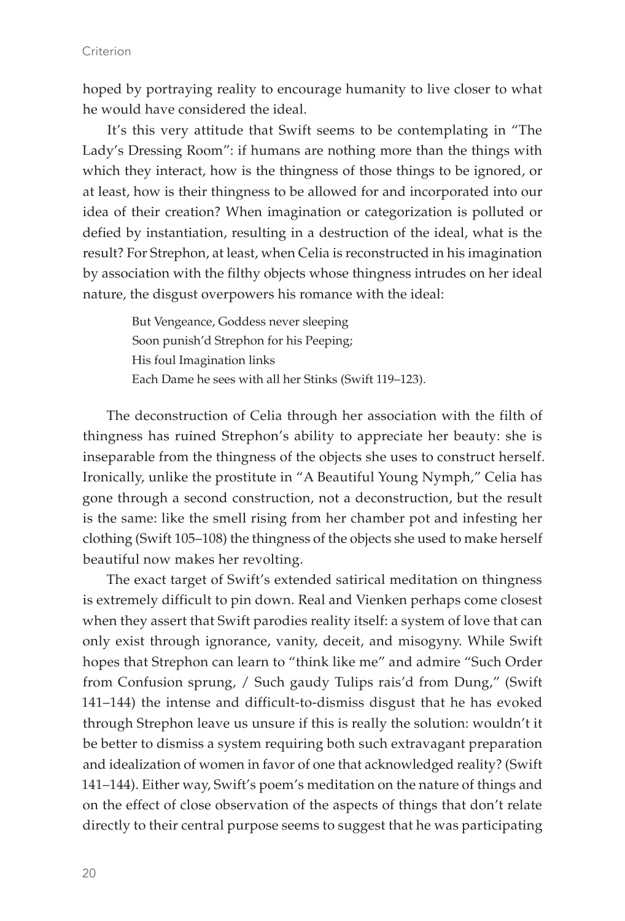hoped by portraying reality to encourage humanity to live closer to what he would have considered the ideal.

It's this very attitude that Swift seems to be contemplating in "The Lady's Dressing Room": if humans are nothing more than the things with which they interact, how is the thingness of those things to be ignored, or at least, how is their thingness to be allowed for and incorporated into our idea of their creation? When imagination or categorization is polluted or defied by instantiation, resulting in a destruction of the ideal, what is the result? For Strephon, at least, when Celia is reconstructed in his imagination by association with the filthy objects whose thingness intrudes on her ideal nature, the disgust overpowers his romance with the ideal:

> But Vengeance, Goddess never sleeping
> Soon punish'd Strephon for his Peeping;
> His foul Imagination links
> Each Dame he sees with all her Stinks (Swift 119–123).

The deconstruction of Celia through her association with the filth of thingness has ruined Strephon's ability to appreciate her beauty: she is inseparable from the thingness of the objects she uses to construct herself. Ironically, unlike the prostitute in "A Beautiful Young Nymph," Celia has gone through a second construction, not a deconstruction, but the result is the same: like the smell rising from her chamber pot and infesting her clothing (Swift 105–108) the thingness of the objects she used to make herself beautiful now makes her revolting.

The exact target of Swift's extended satirical meditation on thingness is extremely difficult to pin down. Real and Vienken perhaps come closest when they assert that Swift parodies reality itself: a system of love that can only exist through ignorance, vanity, deceit, and misogyny. While Swift hopes that Strephon can learn to "think like me" and admire "Such Order from Confusion sprung, / Such gaudy Tulips rais'd from Dung," (Swift 141–144) the intense and difficult-to-dismiss disgust that he has evoked through Strephon leave us unsure if this is really the solution: wouldn't it be better to dismiss a system requiring both such extravagant preparation and idealization of women in favor of one that acknowledged reality? (Swift 141–144). Either way, Swift's poem's meditation on the nature of things and on the effect of close observation of the aspects of things that don't relate directly to their central purpose seems to suggest that he was participating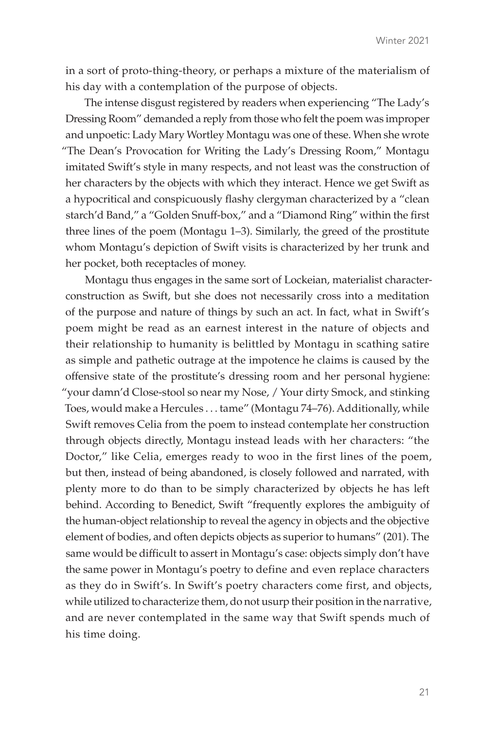in a sort of proto-thing-theory, or perhaps a mixture of the materialism of his day with a contemplation of the purpose of objects.

The intense disgust registered by readers when experiencing "The Lady's Dressing Room" demanded a reply from those who felt the poem was improper and unpoetic: Lady Mary Wortley Montagu was one of these. When she wrote "The Dean's Provocation for Writing the Lady's Dressing Room," Montagu imitated Swift's style in many respects, and not least was the construction of her characters by the objects with which they interact. Hence we get Swift as a hypocritical and conspicuously flashy clergyman characterized by a "clean starch'd Band," a "Golden Snuff-box," and a "Diamond Ring" within the first three lines of the poem (Montagu 1–3). Similarly, the greed of the prostitute whom Montagu's depiction of Swift visits is characterized by her trunk and her pocket, both receptacles of money.

Montagu thus engages in the same sort of Lockeian, materialist character-construction as Swift, but she does not necessarily cross into a meditation of the purpose and nature of things by such an act. In fact, what in Swift's poem might be read as an earnest interest in the nature of objects and their relationship to humanity is belittled by Montagu in scathing satire as simple and pathetic outrage at the impotence he claims is caused by the offensive state of the prostitute's dressing room and her personal hygiene: "your damn'd Close-stool so near my Nose, / Your dirty Smock, and stinking Toes, would make a Hercules . . . tame" (Montagu 74–76). Additionally, while Swift removes Celia from the poem to instead contemplate her construction through objects directly, Montagu instead leads with her characters: "the Doctor," like Celia, emerges ready to woo in the first lines of the poem, but then, instead of being abandoned, is closely followed and narrated, with plenty more to do than to be simply characterized by objects he has left behind. According to Benedict, Swift "frequently explores the ambiguity of the human-object relationship to reveal the agency in objects and the objective element of bodies, and often depicts objects as superior to humans" (201). The same would be difficult to assert in Montagu's case: objects simply don't have the same power in Montagu's poetry to define and even replace characters as they do in Swift's. In Swift's poetry characters come first, and objects, while utilized to characterize them, do not usurp their position in the narrative, and are never contemplated in the same way that Swift spends much of his time doing.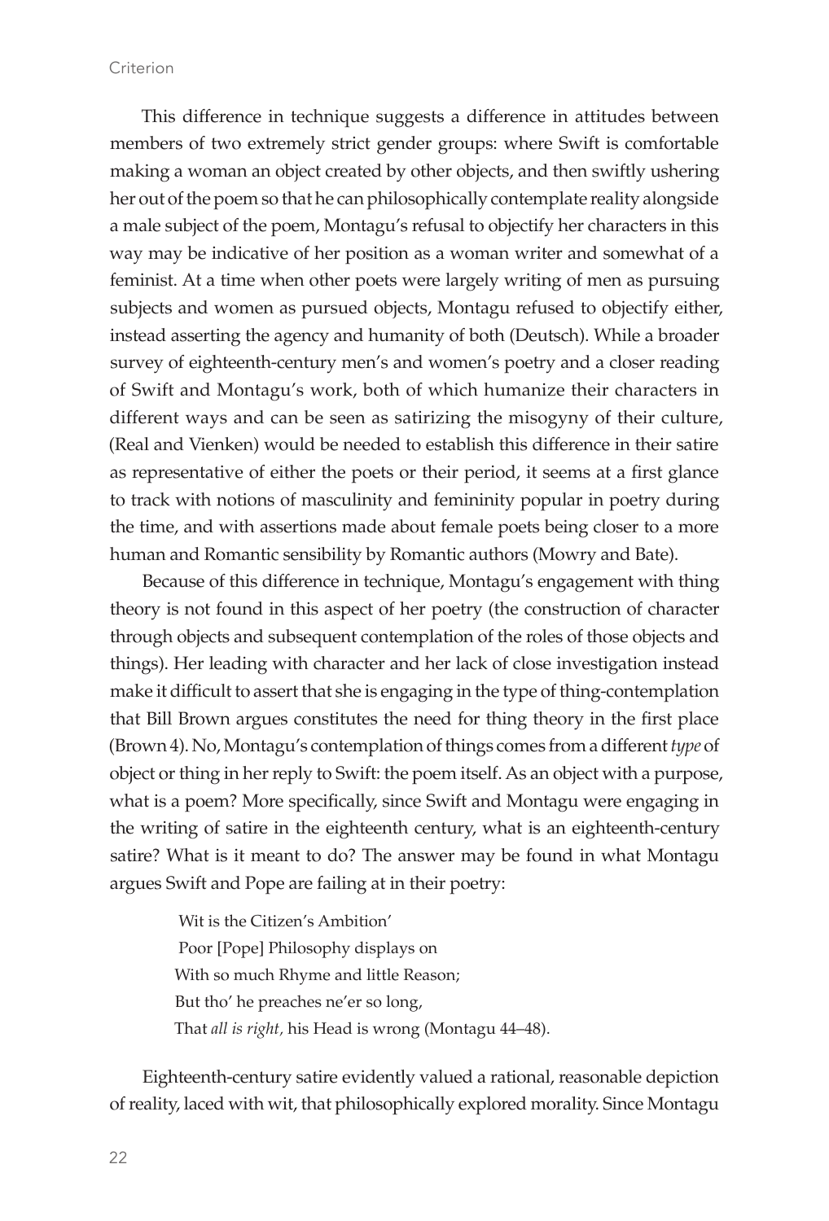This difference in technique suggests a difference in attitudes between members of two extremely strict gender groups: where Swift is comfortable making a woman an object created by other objects, and then swiftly ushering her out of the poem so that he can philosophically contemplate reality alongside a male subject of the poem, Montagu's refusal to objectify her characters in this way may be indicative of her position as a woman writer and somewhat of a feminist. At a time when other poets were largely writing of men as pursuing subjects and women as pursued objects, Montagu refused to objectify either, instead asserting the agency and humanity of both (Deutsch). While a broader survey of eighteenth-century men's and women's poetry and a closer reading of Swift and Montagu's work, both of which humanize their characters in different ways and can be seen as satirizing the misogyny of their culture, (Real and Vienken) would be needed to establish this difference in their satire as representative of either the poets or their period, it seems at a first glance to track with notions of masculinity and femininity popular in poetry during the time, and with assertions made about female poets being closer to a more human and Romantic sensibility by Romantic authors (Mowry and Bate).

Because of this difference in technique, Montagu's engagement with thing theory is not found in this aspect of her poetry (the construction of character through objects and subsequent contemplation of the roles of those objects and things). Her leading with character and her lack of close investigation instead make it difficult to assert that she is engaging in the type of thing-contemplation that Bill Brown argues constitutes the need for thing theory in the first place (Brown 4). No, Montagu's contemplation of things comes from a different *type* of object or thing in her reply to Swift: the poem itself. As an object with a purpose, what is a poem? More specifically, since Swift and Montagu were engaging in the writing of satire in the eighteenth century, what is an eighteenth-century satire? What is it meant to do? The answer may be found in what Montagu argues Swift and Pope are failing at in their poetry:

> Wit is the Citizen's Ambition'
> Poor [Pope] Philosophy displays on
> With so much Rhyme and little Reason;
> But tho' he preaches ne'er so long,
> That *all is right,* his Head is wrong (Montagu 44–48).

Eighteenth-century satire evidently valued a rational, reasonable depiction of reality, laced with wit, that philosophically explored morality. Since Montagu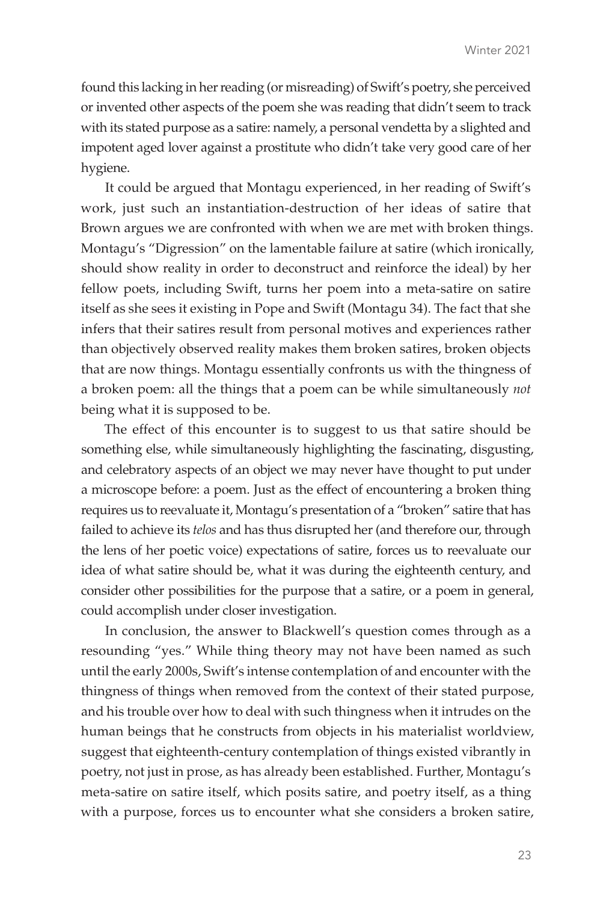found this lacking in her reading (or misreading) of Swift's poetry, she perceived or invented other aspects of the poem she was reading that didn't seem to track with its stated purpose as a satire: namely, a personal vendetta by a slighted and impotent aged lover against a prostitute who didn't take very good care of her hygiene.

It could be argued that Montagu experienced, in her reading of Swift's work, just such an instantiation-destruction of her ideas of satire that Brown argues we are confronted with when we are met with broken things. Montagu's "Digression" on the lamentable failure at satire (which ironically, should show reality in order to deconstruct and reinforce the ideal) by her fellow poets, including Swift, turns her poem into a meta-satire on satire itself as she sees it existing in Pope and Swift (Montagu 34). The fact that she infers that their satires result from personal motives and experiences rather than objectively observed reality makes them broken satires, broken objects that are now things. Montagu essentially confronts us with the thingness of a broken poem: all the things that a poem can be while simultaneously *not* being what it is supposed to be.

The effect of this encounter is to suggest to us that satire should be something else, while simultaneously highlighting the fascinating, disgusting, and celebratory aspects of an object we may never have thought to put under a microscope before: a poem. Just as the effect of encountering a broken thing requires us to reevaluate it, Montagu's presentation of a "broken" satire that has failed to achieve its *telos* and has thus disrupted her (and therefore our, through the lens of her poetic voice) expectations of satire, forces us to reevaluate our idea of what satire should be, what it was during the eighteenth century, and consider other possibilities for the purpose that a satire, or a poem in general, could accomplish under closer investigation.

In conclusion, the answer to Blackwell's question comes through as a resounding "yes." While thing theory may not have been named as such until the early 2000s, Swift's intense contemplation of and encounter with the thingness of things when removed from the context of their stated purpose, and his trouble over how to deal with such thingness when it intrudes on the human beings that he constructs from objects in his materialist worldview, suggest that eighteenth-century contemplation of things existed vibrantly in poetry, not just in prose, as has already been established. Further, Montagu's meta-satire on satire itself, which posits satire, and poetry itself, as a thing with a purpose, forces us to encounter what she considers a broken satire,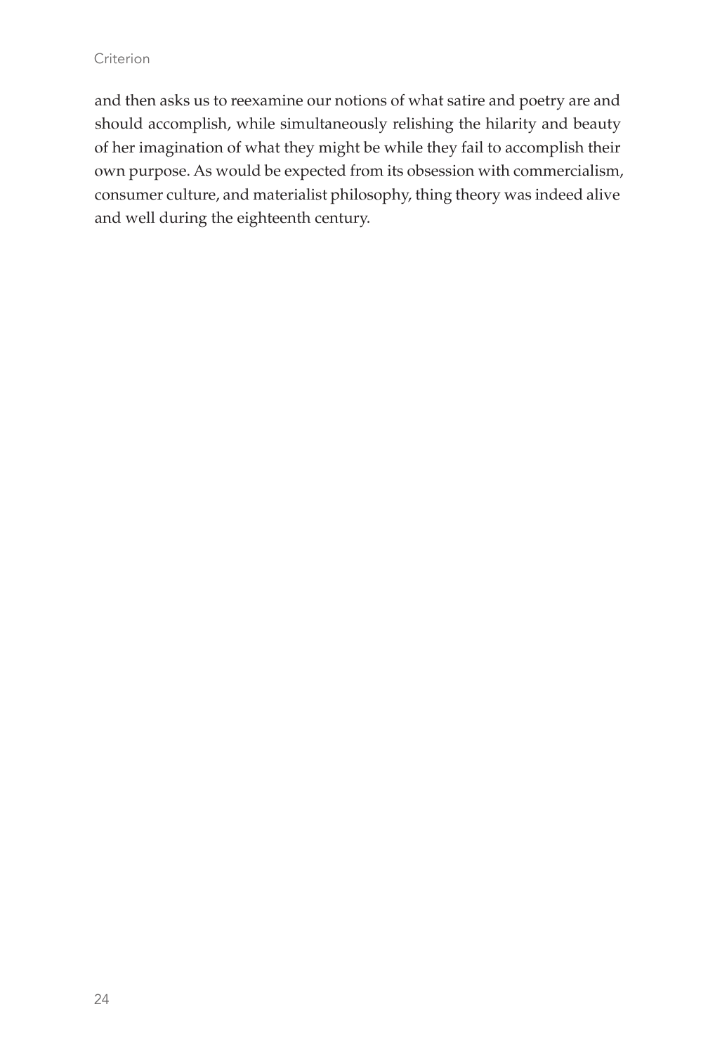and then asks us to reexamine our notions of what satire and poetry are and should accomplish, while simultaneously relishing the hilarity and beauty of her imagination of what they might be while they fail to accomplish their own purpose. As would be expected from its obsession with commercialism, consumer culture, and materialist philosophy, thing theory was indeed alive and well during the eighteenth century.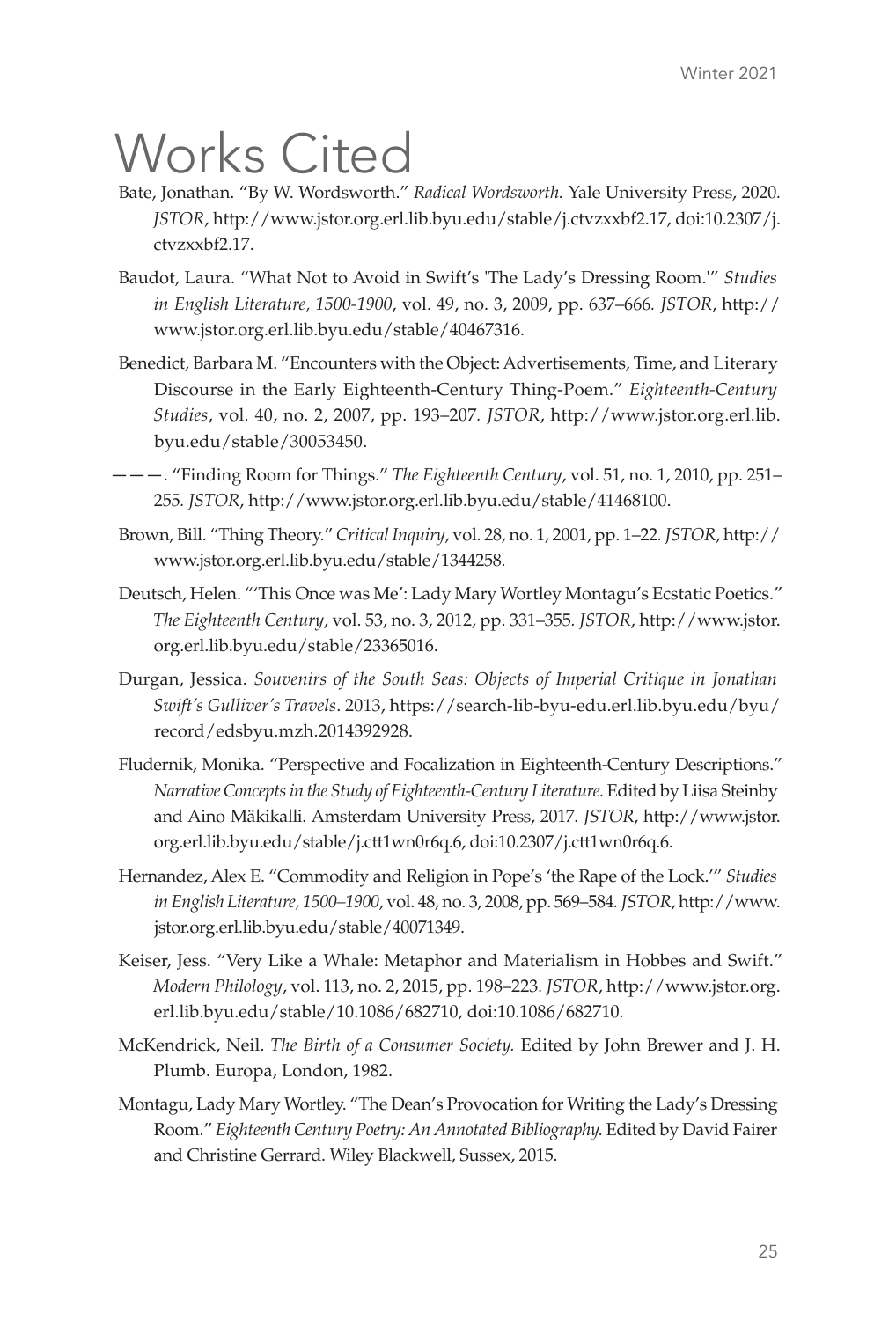# Works Cited

Bate, Jonathan. "By W. Wordsworth." *Radical Wordsworth.* Yale University Press, 2020. *JSTOR*, http://www.jstor.org.erl.lib.byu.edu/stable/j.ctvzxxbf2.17, doi:10.2307/j.ctvzxxbf2.17.

Baudot, Laura. "What Not to Avoid in Swift's 'The Lady's Dressing Room.'" *Studies in English Literature, 1500-1900*, vol. 49, no. 3, 2009, pp. 637–666. *JSTOR*, http://www.jstor.org.erl.lib.byu.edu/stable/40467316.

Benedict, Barbara M. "Encounters with the Object: Advertisements, Time, and Literary Discourse in the Early Eighteenth-Century Thing-Poem." *Eighteenth-Century Studies*, vol. 40, no. 2, 2007, pp. 193–207. *JSTOR*, http://www.jstor.org.erl.lib.byu.edu/stable/30053450.

———. "Finding Room for Things." *The Eighteenth Century*, vol. 51, no. 1, 2010, pp. 251–255. *JSTOR*, http://www.jstor.org.erl.lib.byu.edu/stable/41468100.

Brown, Bill. "Thing Theory." *Critical Inquiry*, vol. 28, no. 1, 2001, pp. 1–22. *JSTOR*, http://www.jstor.org.erl.lib.byu.edu/stable/1344258.

Deutsch, Helen. "'This Once was Me': Lady Mary Wortley Montagu's Ecstatic Poetics." *The Eighteenth Century*, vol. 53, no. 3, 2012, pp. 331–355. *JSTOR*, http://www.jstor.org.erl.lib.byu.edu/stable/23365016.

Durgan, Jessica. *Souvenirs of the South Seas: Objects of Imperial Critique in Jonathan Swift's Gulliver's Travels*. 2013, https://search-lib-byu-edu.erl.lib.byu.edu/byu/record/edsbyu.mzh.2014392928.

Fludernik, Monika. "Perspective and Focalization in Eighteenth-Century Descriptions." *Narrative Concepts in the Study of Eighteenth-Century Literature.* Edited by Liisa Steinby and Aino Mäkikalli. Amsterdam University Press, 2017. *JSTOR*, http://www.jstor.org.erl.lib.byu.edu/stable/j.ctt1wn0r6q.6, doi:10.2307/j.ctt1wn0r6q.6.

Hernandez, Alex E. "Commodity and Religion in Pope's 'the Rape of the Lock.'" *Studies in English Literature, 1500–1900*, vol. 48, no. 3, 2008, pp. 569–584. *JSTOR*, http://www.jstor.org.erl.lib.byu.edu/stable/40071349.

Keiser, Jess. "Very Like a Whale: Metaphor and Materialism in Hobbes and Swift." *Modern Philology*, vol. 113, no. 2, 2015, pp. 198–223. *JSTOR*, http://www.jstor.org.erl.lib.byu.edu/stable/10.1086/682710, doi:10.1086/682710.

McKendrick, Neil. *The Birth of a Consumer Society.* Edited by John Brewer and J. H. Plumb. Europa, London, 1982.

Montagu, Lady Mary Wortley. "The Dean's Provocation for Writing the Lady's Dressing Room." *Eighteenth Century Poetry: An Annotated Bibliography.* Edited by David Fairer and Christine Gerrard. Wiley Blackwell, Sussex, 2015.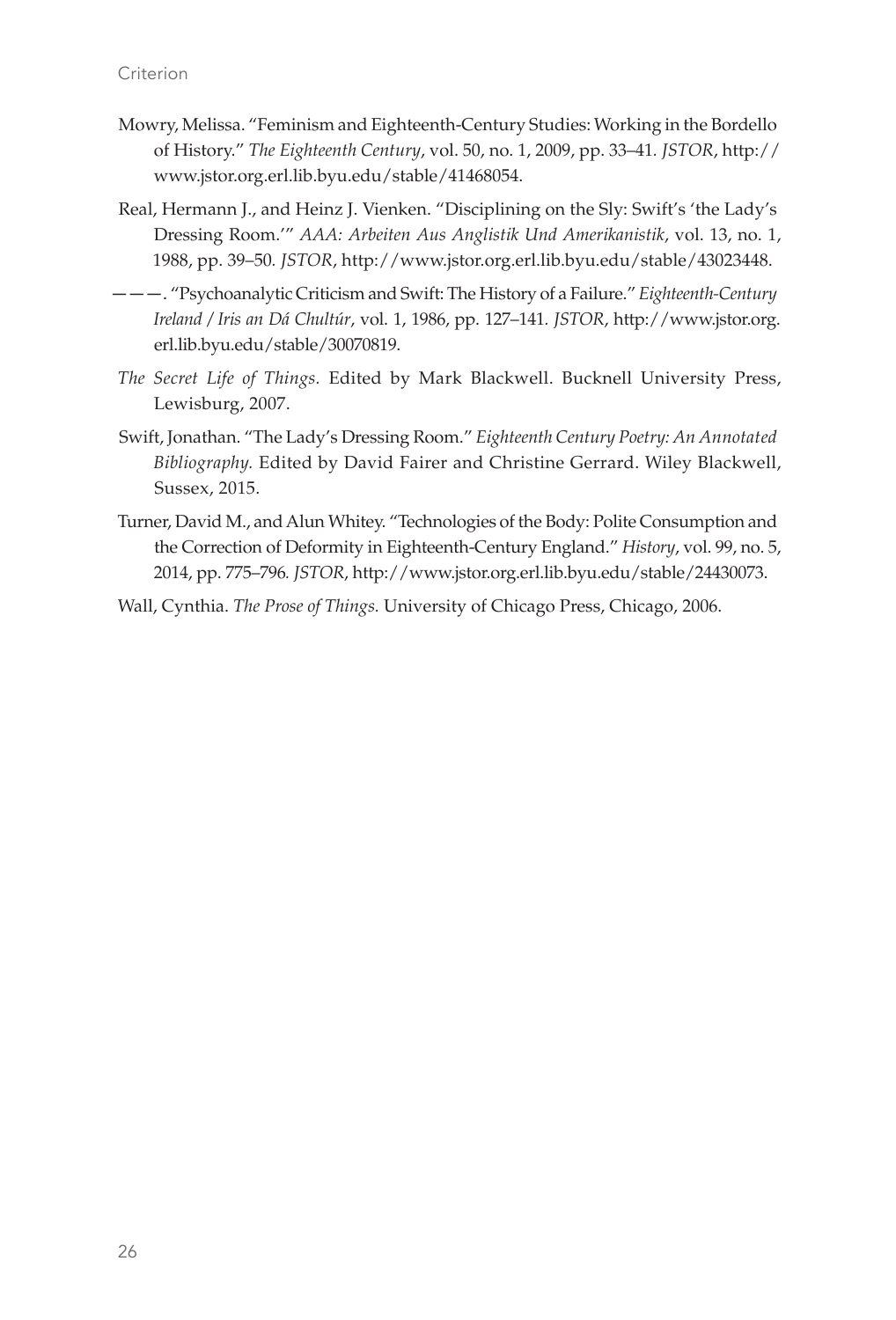Mowry, Melissa. "Feminism and Eighteenth-Century Studies: Working in the Bordello of History." *The Eighteenth Century*, vol. 50, no. 1, 2009, pp. 33–41. *JSTOR*, http://www.jstor.org.erl.lib.byu.edu/stable/41468054.

Real, Hermann J., and Heinz J. Vienken. "Disciplining on the Sly: Swift's 'the Lady's Dressing Room.'" *AAA: Arbeiten Aus Anglistik Und Amerikanistik*, vol. 13, no. 1, 1988, pp. 39–50. *JSTOR*, http://www.jstor.org.erl.lib.byu.edu/stable/43023448.

———. "Psychoanalytic Criticism and Swift: The History of a Failure." *Eighteenth-Century Ireland / Iris an Dá Chultúr*, vol. 1, 1986, pp. 127–141. *JSTOR*, http://www.jstor.org.erl.lib.byu.edu/stable/30070819.

*The Secret Life of Things.* Edited by Mark Blackwell. Bucknell University Press, Lewisburg, 2007.

Swift, Jonathan. "The Lady's Dressing Room." *Eighteenth Century Poetry: An Annotated Bibliography.* Edited by David Fairer and Christine Gerrard. Wiley Blackwell, Sussex, 2015.

Turner, David M., and Alun Whitey. "Technologies of the Body: Polite Consumption and the Correction of Deformity in Eighteenth-Century England." *History*, vol. 99, no. 5, 2014, pp. 775–796. *JSTOR*, http://www.jstor.org.erl.lib.byu.edu/stable/24430073.

Wall, Cynthia. *The Prose of Things.* University of Chicago Press, Chicago, 2006.